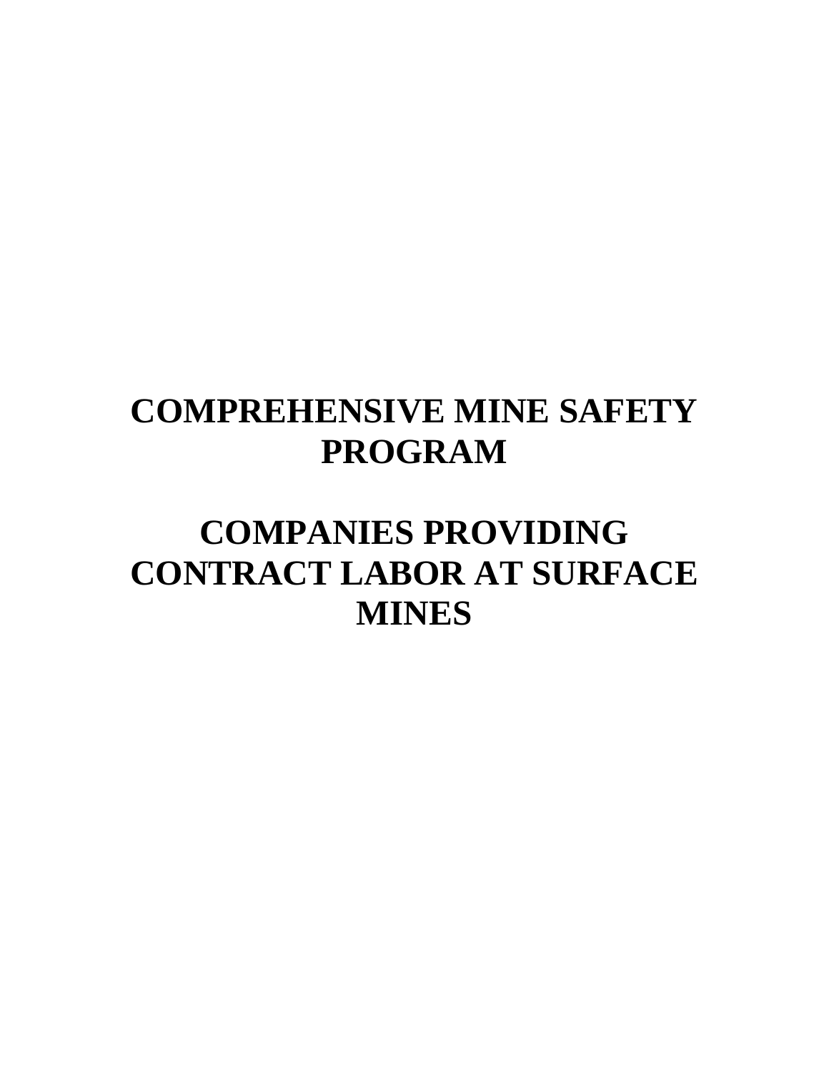# COMPREHENSIVE MINE SAFETY PROGRAM

# COMPANIES PROVIDING CONTRACT LABOR AT SURFACE MINES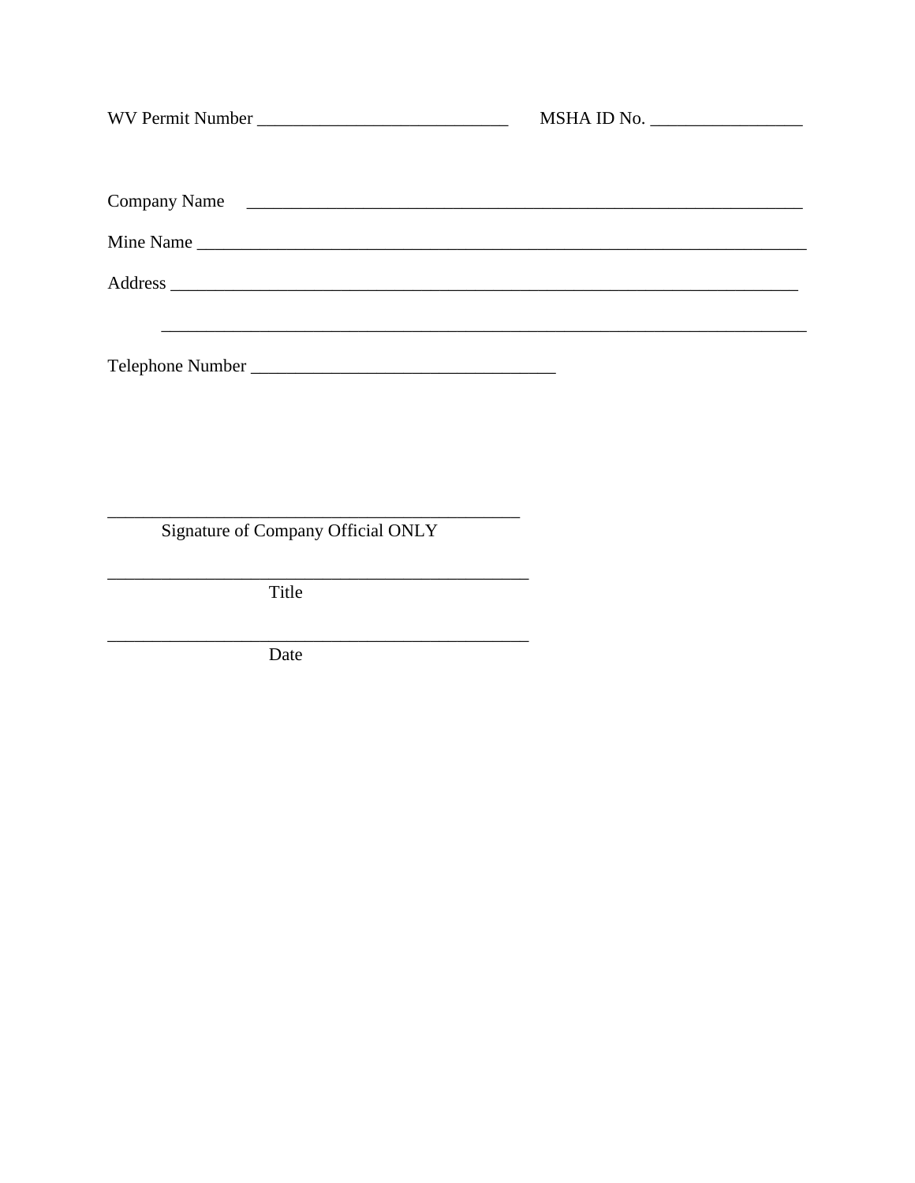WV Permit Number ____________________________ MSHA ID No. _________________

Company Name ______________________________________________________________

Mine Name ______________________________________________________________

Address ______________________________________________________________

______________________________________________________________

Telephone Number __________________________________

______________________________________________
Signature of Company Official ONLY

______________________________________________
Title

______________________________________________
Date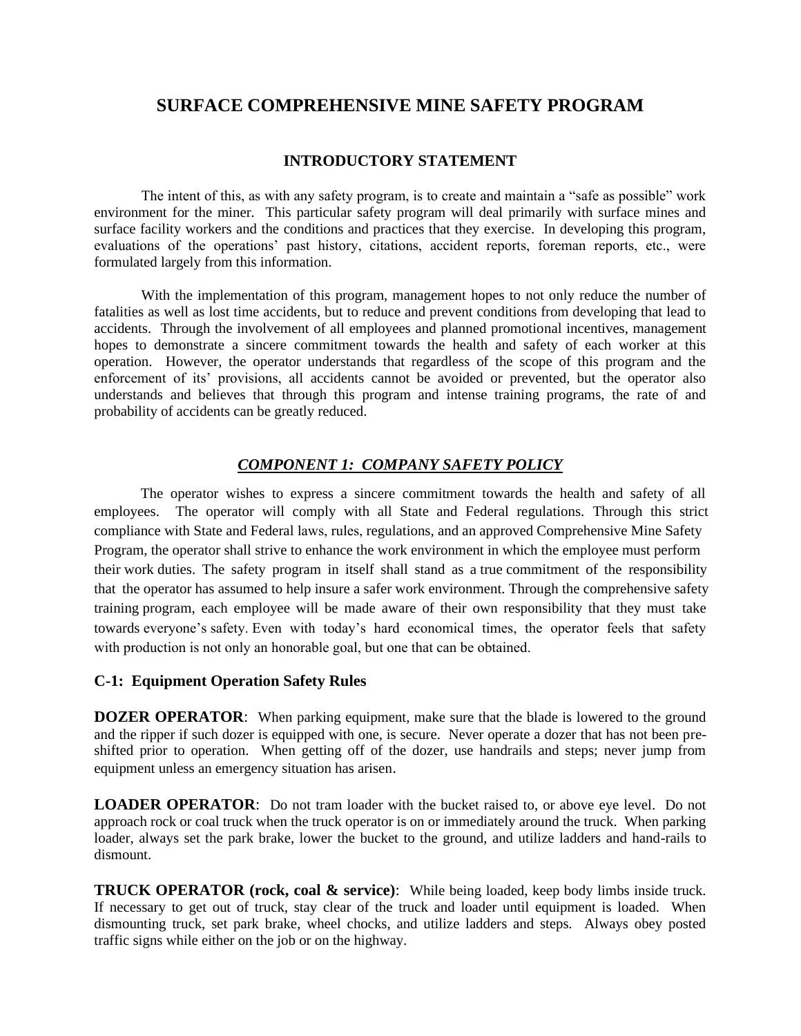# SURFACE COMPREHENSIVE MINE SAFETY PROGRAM

## INTRODUCTORY STATEMENT

The intent of this, as with any safety program, is to create and maintain a "safe as possible" work environment for the miner. This particular safety program will deal primarily with surface mines and surface facility workers and the conditions and practices that they exercise. In developing this program, evaluations of the operations' past history, citations, accident reports, foreman reports, etc., were formulated largely from this information.

With the implementation of this program, management hopes to not only reduce the number of fatalities as well as lost time accidents, but to reduce and prevent conditions from developing that lead to accidents. Through the involvement of all employees and planned promotional incentives, management hopes to demonstrate a sincere commitment towards the health and safety of each worker at this operation. However, the operator understands that regardless of the scope of this program and the enforcement of its' provisions, all accidents cannot be avoided or prevented, but the operator also understands and believes that through this program and intense training programs, the rate of and probability of accidents can be greatly reduced.

## ***COMPONENT 1: COMPANY SAFETY POLICY***

The operator wishes to express a sincere commitment towards the health and safety of all employees. The operator will comply with all State and Federal regulations. Through this strict compliance with State and Federal laws, rules, regulations, and an approved Comprehensive Mine Safety Program, the operator shall strive to enhance the work environment in which the employee must perform their work duties. The safety program in itself shall stand as a true commitment of the responsibility that the operator has assumed to help insure a safer work environment. Through the comprehensive safety training program, each employee will be made aware of their own responsibility that they must take towards everyone's safety. Even with today's hard economical times, the operator feels that safety with production is not only an honorable goal, but one that can be obtained.

### C-1: Equipment Operation Safety Rules

**DOZER OPERATOR**: When parking equipment, make sure that the blade is lowered to the ground and the ripper if such dozer is equipped with one, is secure. Never operate a dozer that has not been pre-shifted prior to operation. When getting off of the dozer, use handrails and steps; never jump from equipment unless an emergency situation has arisen.

**LOADER OPERATOR**: Do not tram loader with the bucket raised to, or above eye level. Do not approach rock or coal truck when the truck operator is on or immediately around the truck. When parking loader, always set the park brake, lower the bucket to the ground, and utilize ladders and hand-rails to dismount.

**TRUCK OPERATOR (rock, coal & service)**: While being loaded, keep body limbs inside truck. If necessary to get out of truck, stay clear of the truck and loader until equipment is loaded. When dismounting truck, set park brake, wheel chocks, and utilize ladders and steps. Always obey posted traffic signs while either on the job or on the highway.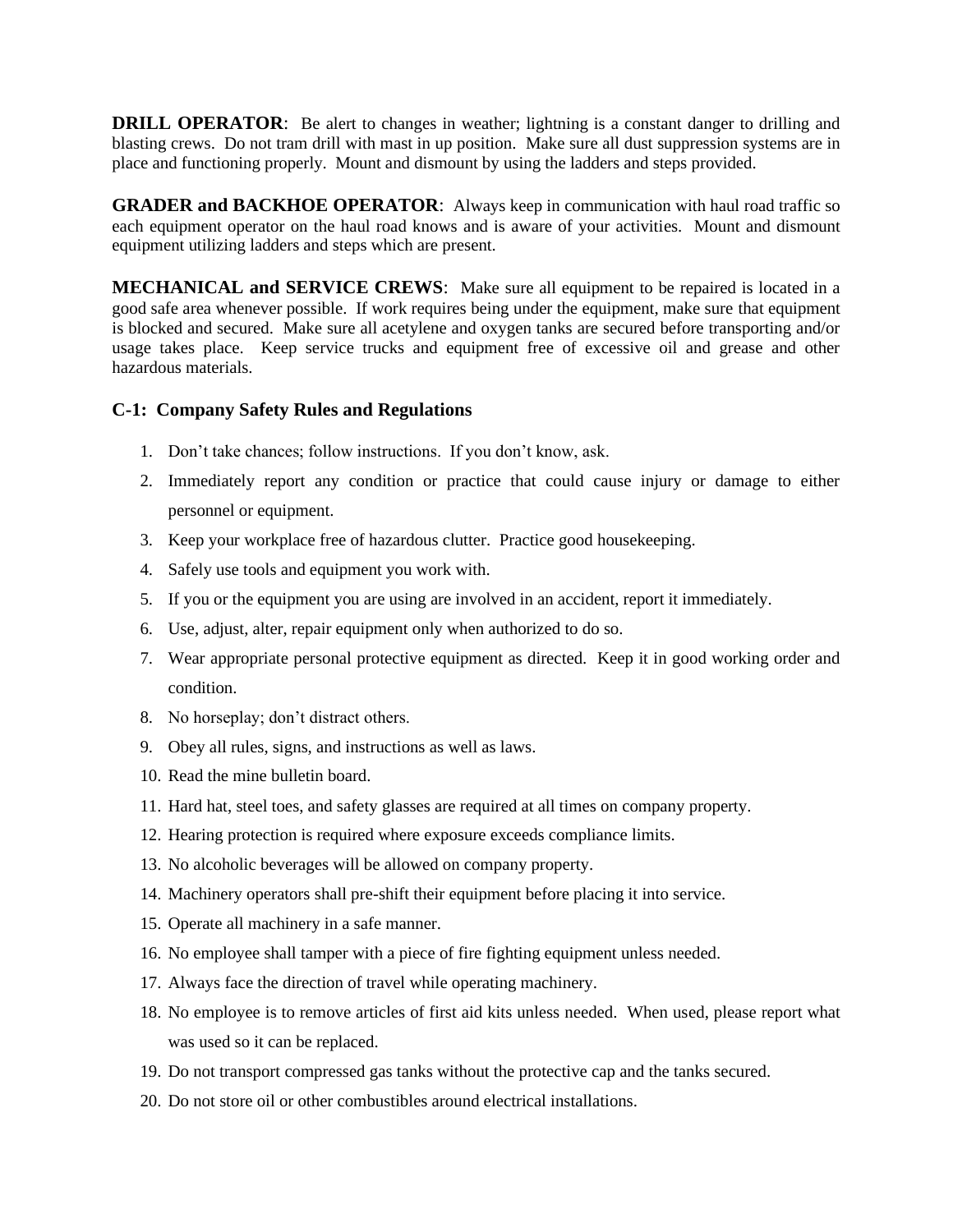**DRILL OPERATOR**: Be alert to changes in weather; lightning is a constant danger to drilling and blasting crews. Do not tram drill with mast in up position. Make sure all dust suppression systems are in place and functioning properly. Mount and dismount by using the ladders and steps provided.

**GRADER and BACKHOE OPERATOR**: Always keep in communication with haul road traffic so each equipment operator on the haul road knows and is aware of your activities. Mount and dismount equipment utilizing ladders and steps which are present.

**MECHANICAL and SERVICE CREWS**: Make sure all equipment to be repaired is located in a good safe area whenever possible. If work requires being under the equipment, make sure that equipment is blocked and secured. Make sure all acetylene and oxygen tanks are secured before transporting and/or usage takes place. Keep service trucks and equipment free of excessive oil and grease and other hazardous materials.

### C-1: Company Safety Rules and Regulations

1. Don't take chances; follow instructions. If you don't know, ask.
2. Immediately report any condition or practice that could cause injury or damage to either personnel or equipment.
3. Keep your workplace free of hazardous clutter. Practice good housekeeping.
4. Safely use tools and equipment you work with.
5. If you or the equipment you are using are involved in an accident, report it immediately.
6. Use, adjust, alter, repair equipment only when authorized to do so.
7. Wear appropriate personal protective equipment as directed. Keep it in good working order and condition.
8. No horseplay; don't distract others.
9. Obey all rules, signs, and instructions as well as laws.
10. Read the mine bulletin board.
11. Hard hat, steel toes, and safety glasses are required at all times on company property.
12. Hearing protection is required where exposure exceeds compliance limits.
13. No alcoholic beverages will be allowed on company property.
14. Machinery operators shall pre-shift their equipment before placing it into service.
15. Operate all machinery in a safe manner.
16. No employee shall tamper with a piece of fire fighting equipment unless needed.
17. Always face the direction of travel while operating machinery.
18. No employee is to remove articles of first aid kits unless needed. When used, please report what was used so it can be replaced.
19. Do not transport compressed gas tanks without the protective cap and the tanks secured.
20. Do not store oil or other combustibles around electrical installations.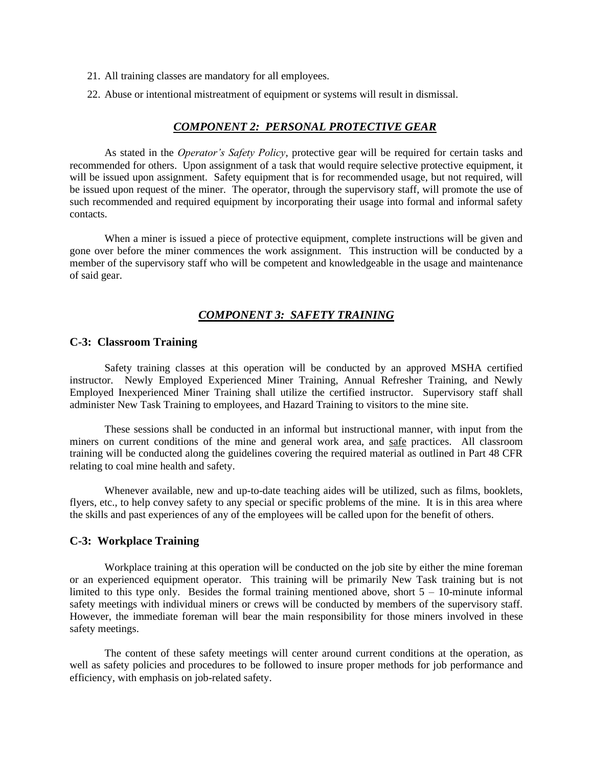21. All training classes are mandatory for all employees.
22. Abuse or intentional mistreatment of equipment or systems will result in dismissal.

## ***COMPONENT 2: PERSONAL PROTECTIVE GEAR***

As stated in the *Operator's Safety Policy*, protective gear will be required for certain tasks and recommended for others. Upon assignment of a task that would require selective protective equipment, it will be issued upon assignment. Safety equipment that is for recommended usage, but not required, will be issued upon request of the miner. The operator, through the supervisory staff, will promote the use of such recommended and required equipment by incorporating their usage into formal and informal safety contacts.

When a miner is issued a piece of protective equipment, complete instructions will be given and gone over before the miner commences the work assignment. This instruction will be conducted by a member of the supervisory staff who will be competent and knowledgeable in the usage and maintenance of said gear.

## ***COMPONENT 3: SAFETY TRAINING***

### C-3: Classroom Training

Safety training classes at this operation will be conducted by an approved MSHA certified instructor. Newly Employed Experienced Miner Training, Annual Refresher Training, and Newly Employed Inexperienced Miner Training shall utilize the certified instructor. Supervisory staff shall administer New Task Training to employees, and Hazard Training to visitors to the mine site.

These sessions shall be conducted in an informal but instructional manner, with input from the miners on current conditions of the mine and general work area, and safe practices. All classroom training will be conducted along the guidelines covering the required material as outlined in Part 48 CFR relating to coal mine health and safety.

Whenever available, new and up-to-date teaching aides will be utilized, such as films, booklets, flyers, etc., to help convey safety to any special or specific problems of the mine. It is in this area where the skills and past experiences of any of the employees will be called upon for the benefit of others.

### C-3: Workplace Training

Workplace training at this operation will be conducted on the job site by either the mine foreman or an experienced equipment operator. This training will be primarily New Task training but is not limited to this type only. Besides the formal training mentioned above, short 5 – 10-minute informal safety meetings with individual miners or crews will be conducted by members of the supervisory staff. However, the immediate foreman will bear the main responsibility for those miners involved in these safety meetings.

The content of these safety meetings will center around current conditions at the operation, as well as safety policies and procedures to be followed to insure proper methods for job performance and efficiency, with emphasis on job-related safety.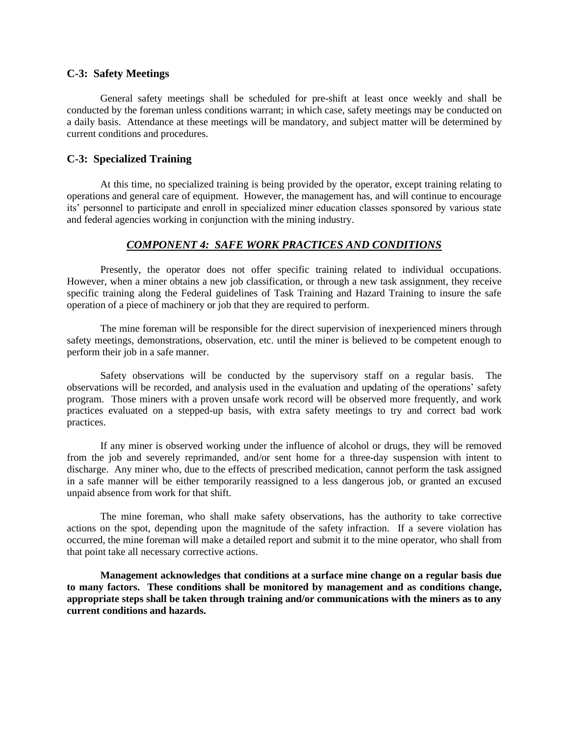### C-3: Safety Meetings

General safety meetings shall be scheduled for pre-shift at least once weekly and shall be conducted by the foreman unless conditions warrant; in which case, safety meetings may be conducted on a daily basis. Attendance at these meetings will be mandatory, and subject matter will be determined by current conditions and procedures.

### C-3: Specialized Training

At this time, no specialized training is being provided by the operator, except training relating to operations and general care of equipment. However, the management has, and will continue to encourage its' personnel to participate and enroll in specialized miner education classes sponsored by various state and federal agencies working in conjunction with the mining industry.

## ***COMPONENT 4: SAFE WORK PRACTICES AND CONDITIONS***

Presently, the operator does not offer specific training related to individual occupations. However, when a miner obtains a new job classification, or through a new task assignment, they receive specific training along the Federal guidelines of Task Training and Hazard Training to insure the safe operation of a piece of machinery or job that they are required to perform.

The mine foreman will be responsible for the direct supervision of inexperienced miners through safety meetings, demonstrations, observation, etc. until the miner is believed to be competent enough to perform their job in a safe manner.

Safety observations will be conducted by the supervisory staff on a regular basis. The observations will be recorded, and analysis used in the evaluation and updating of the operations' safety program. Those miners with a proven unsafe work record will be observed more frequently, and work practices evaluated on a stepped-up basis, with extra safety meetings to try and correct bad work practices.

If any miner is observed working under the influence of alcohol or drugs, they will be removed from the job and severely reprimanded, and/or sent home for a three-day suspension with intent to discharge. Any miner who, due to the effects of prescribed medication, cannot perform the task assigned in a safe manner will be either temporarily reassigned to a less dangerous job, or granted an excused unpaid absence from work for that shift.

The mine foreman, who shall make safety observations, has the authority to take corrective actions on the spot, depending upon the magnitude of the safety infraction. If a severe violation has occurred, the mine foreman will make a detailed report and submit it to the mine operator, who shall from that point take all necessary corrective actions.

**Management acknowledges that conditions at a surface mine change on a regular basis due to many factors. These conditions shall be monitored by management and as conditions change, appropriate steps shall be taken through training and/or communications with the miners as to any current conditions and hazards.**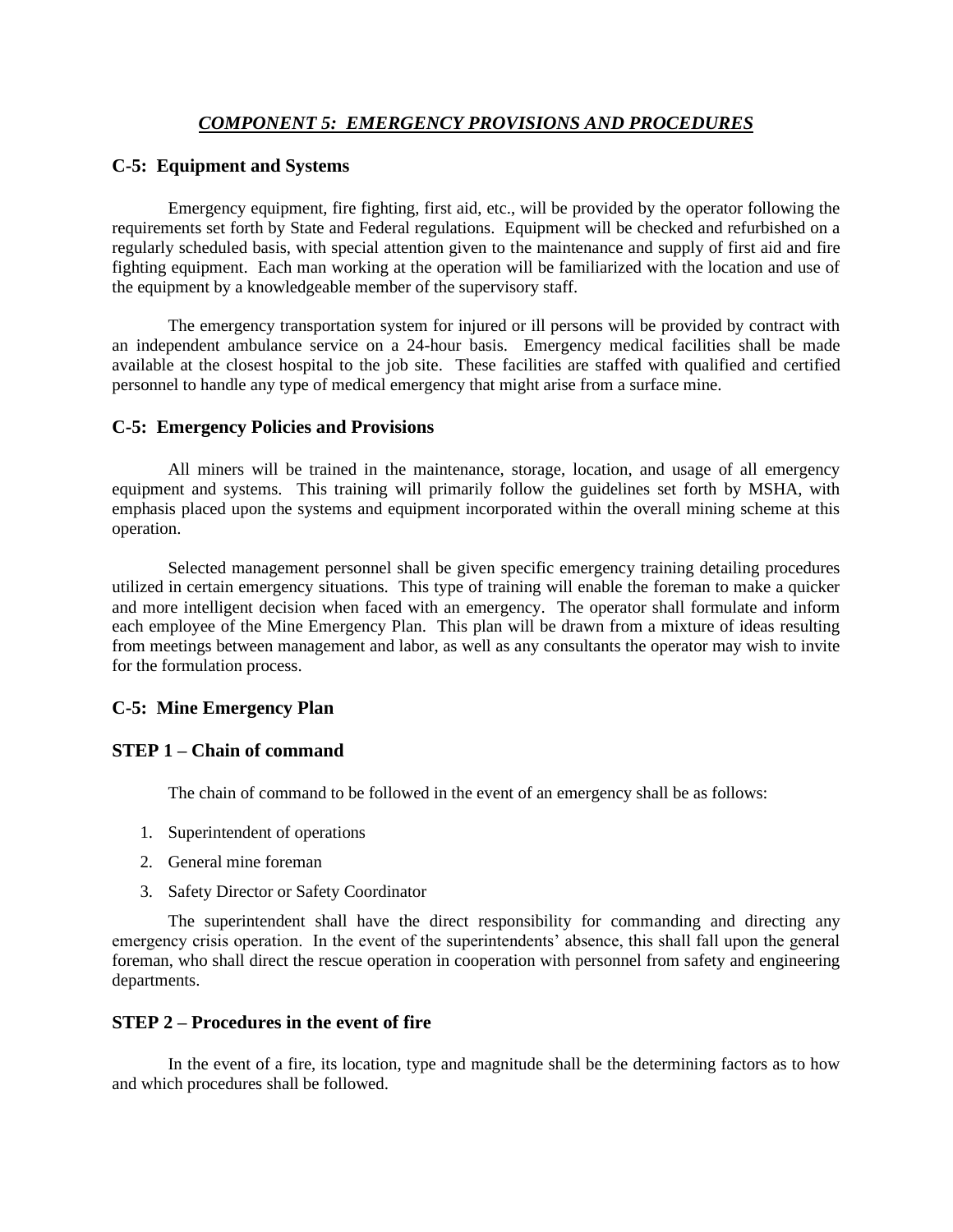## *COMPONENT 5: EMERGENCY PROVISIONS AND PROCEDURES*

### C-5: Equipment and Systems

Emergency equipment, fire fighting, first aid, etc., will be provided by the operator following the requirements set forth by State and Federal regulations. Equipment will be checked and refurbished on a regularly scheduled basis, with special attention given to the maintenance and supply of first aid and fire fighting equipment. Each man working at the operation will be familiarized with the location and use of the equipment by a knowledgeable member of the supervisory staff.

The emergency transportation system for injured or ill persons will be provided by contract with an independent ambulance service on a 24-hour basis. Emergency medical facilities shall be made available at the closest hospital to the job site. These facilities are staffed with qualified and certified personnel to handle any type of medical emergency that might arise from a surface mine.

### C-5: Emergency Policies and Provisions

All miners will be trained in the maintenance, storage, location, and usage of all emergency equipment and systems. This training will primarily follow the guidelines set forth by MSHA, with emphasis placed upon the systems and equipment incorporated within the overall mining scheme at this operation.

Selected management personnel shall be given specific emergency training detailing procedures utilized in certain emergency situations. This type of training will enable the foreman to make a quicker and more intelligent decision when faced with an emergency. The operator shall formulate and inform each employee of the Mine Emergency Plan. This plan will be drawn from a mixture of ideas resulting from meetings between management and labor, as well as any consultants the operator may wish to invite for the formulation process.

### C-5: Mine Emergency Plan

### STEP 1 – Chain of command

The chain of command to be followed in the event of an emergency shall be as follows:

1. Superintendent of operations
2. General mine foreman
3. Safety Director or Safety Coordinator

The superintendent shall have the direct responsibility for commanding and directing any emergency crisis operation. In the event of the superintendents' absence, this shall fall upon the general foreman, who shall direct the rescue operation in cooperation with personnel from safety and engineering departments.

### STEP 2 – Procedures in the event of fire

In the event of a fire, its location, type and magnitude shall be the determining factors as to how and which procedures shall be followed.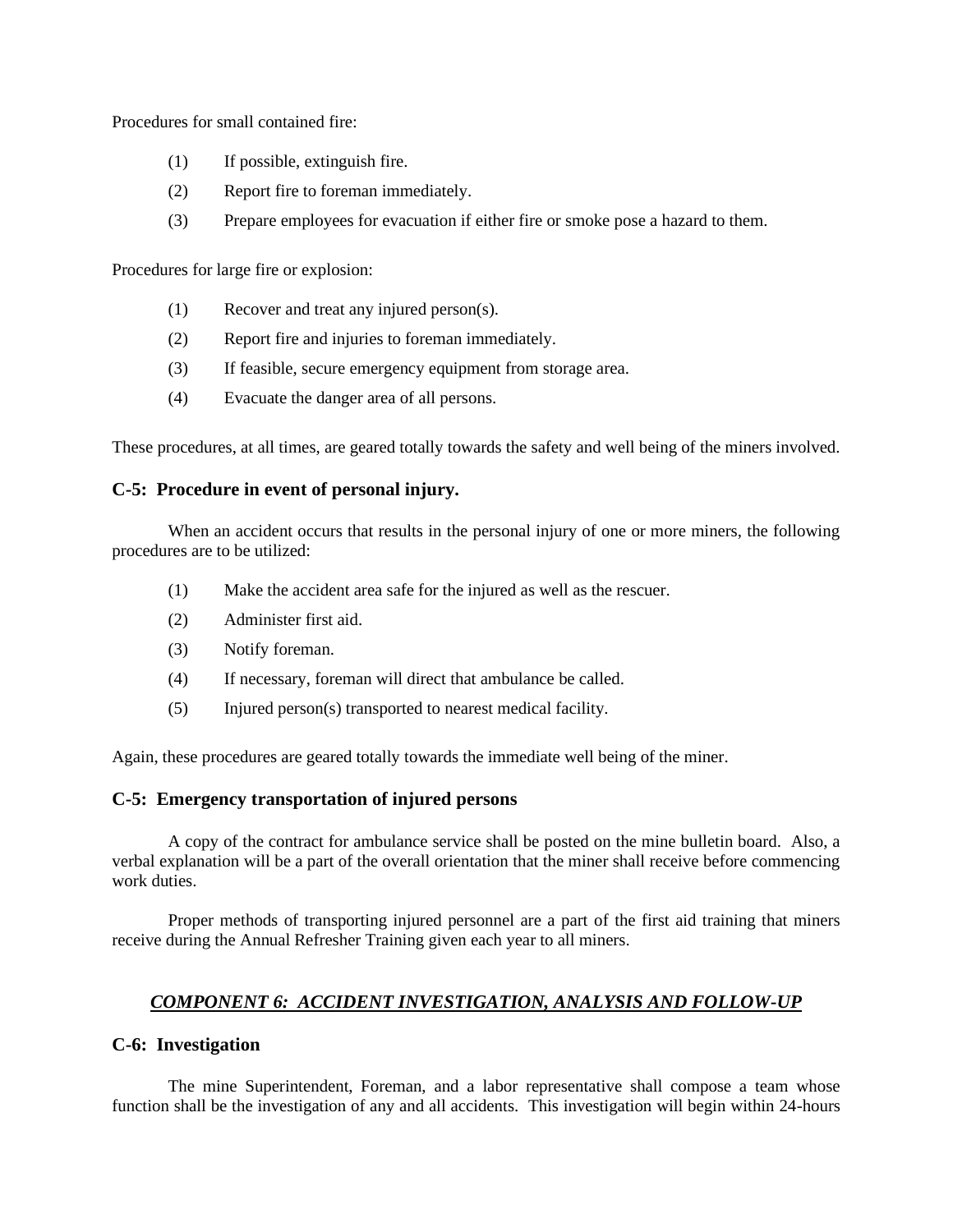Procedures for small contained fire:

(1) If possible, extinguish fire.

(2) Report fire to foreman immediately.

(3) Prepare employees for evacuation if either fire or smoke pose a hazard to them.

Procedures for large fire or explosion:

(1) Recover and treat any injured person(s).

(2) Report fire and injuries to foreman immediately.

(3) If feasible, secure emergency equipment from storage area.

(4) Evacuate the danger area of all persons.

These procedures, at all times, are geared totally towards the safety and well being of the miners involved.

### C-5: Procedure in event of personal injury.

When an accident occurs that results in the personal injury of one or more miners, the following procedures are to be utilized:

(1) Make the accident area safe for the injured as well as the rescuer.

(2) Administer first aid.

(3) Notify foreman.

(4) If necessary, foreman will direct that ambulance be called.

(5) Injured person(s) transported to nearest medical facility.

Again, these procedures are geared totally towards the immediate well being of the miner.

### C-5: Emergency transportation of injured persons

A copy of the contract for ambulance service shall be posted on the mine bulletin board. Also, a verbal explanation will be a part of the overall orientation that the miner shall receive before commencing work duties.

Proper methods of transporting injured personnel are a part of the first aid training that miners receive during the Annual Refresher Training given each year to all miners.

## *COMPONENT 6: ACCIDENT INVESTIGATION, ANALYSIS AND FOLLOW-UP*

### C-6: Investigation

The mine Superintendent, Foreman, and a labor representative shall compose a team whose function shall be the investigation of any and all accidents. This investigation will begin within 24-hours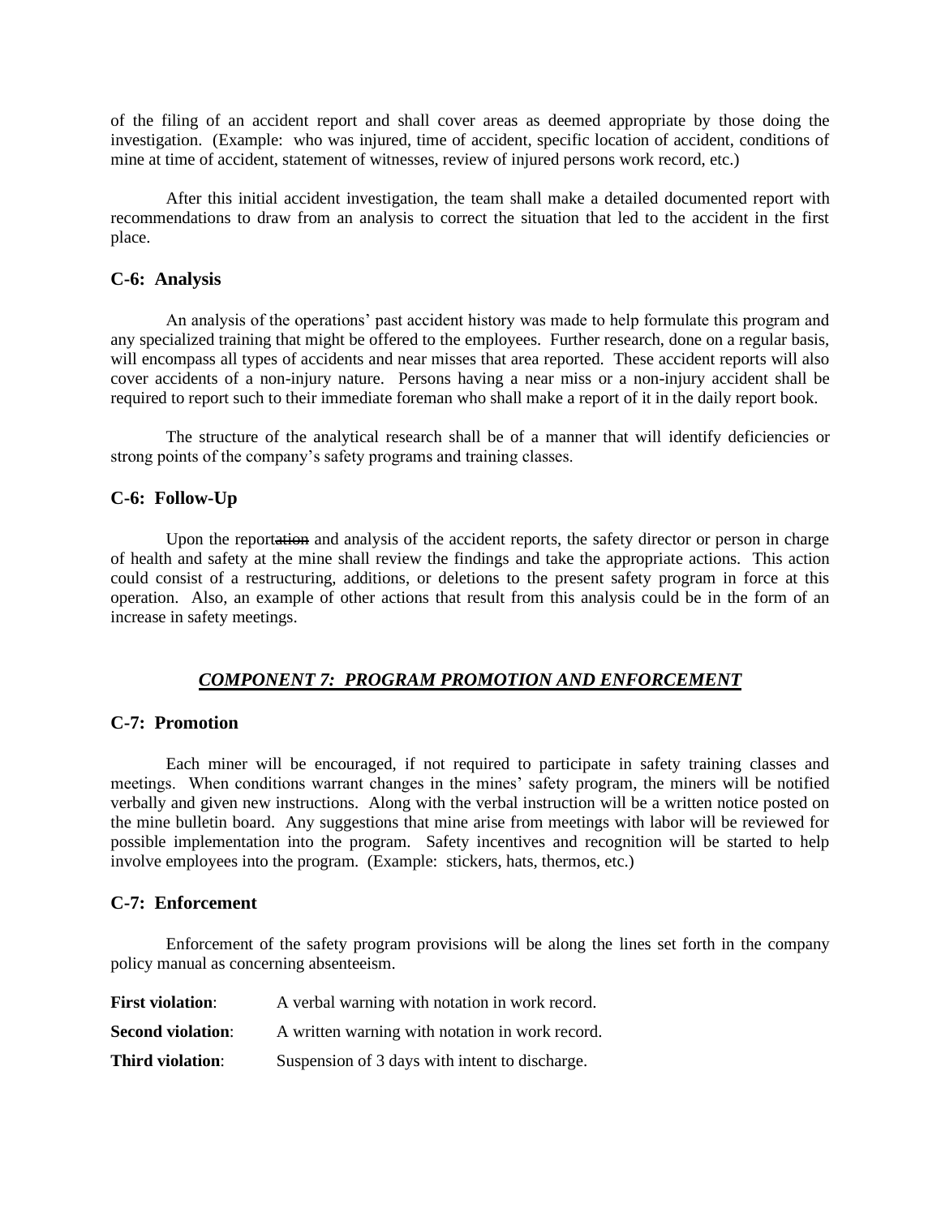of the filing of an accident report and shall cover areas as deemed appropriate by those doing the investigation. (Example: who was injured, time of accident, specific location of accident, conditions of mine at time of accident, statement of witnesses, review of injured persons work record, etc.)

After this initial accident investigation, the team shall make a detailed documented report with recommendations to draw from an analysis to correct the situation that led to the accident in the first place.

### C-6: Analysis

An analysis of the operations' past accident history was made to help formulate this program and any specialized training that might be offered to the employees. Further research, done on a regular basis, will encompass all types of accidents and near misses that area reported. These accident reports will also cover accidents of a non-injury nature. Persons having a near miss or a non-injury accident shall be required to report such to their immediate foreman who shall make a report of it in the daily report book.

The structure of the analytical research shall be of a manner that will identify deficiencies or strong points of the company's safety programs and training classes.

### C-6: Follow-Up

Upon the report~~ation~~ and analysis of the accident reports, the safety director or person in charge of health and safety at the mine shall review the findings and take the appropriate actions. This action could consist of a restructuring, additions, or deletions to the present safety program in force at this operation. Also, an example of other actions that result from this analysis could be in the form of an increase in safety meetings.

## ***COMPONENT 7: PROGRAM PROMOTION AND ENFORCEMENT***

### C-7: Promotion

Each miner will be encouraged, if not required to participate in safety training classes and meetings. When conditions warrant changes in the mines' safety program, the miners will be notified verbally and given new instructions. Along with the verbal instruction will be a written notice posted on the mine bulletin board. Any suggestions that mine arise from meetings with labor will be reviewed for possible implementation into the program. Safety incentives and recognition will be started to help involve employees into the program. (Example: stickers, hats, thermos, etc.)

### C-7: Enforcement

Enforcement of the safety program provisions will be along the lines set forth in the company policy manual as concerning absenteeism.

**First violation**: A verbal warning with notation in work record.

**Second violation**: A written warning with notation in work record.

**Third violation**: Suspension of 3 days with intent to discharge.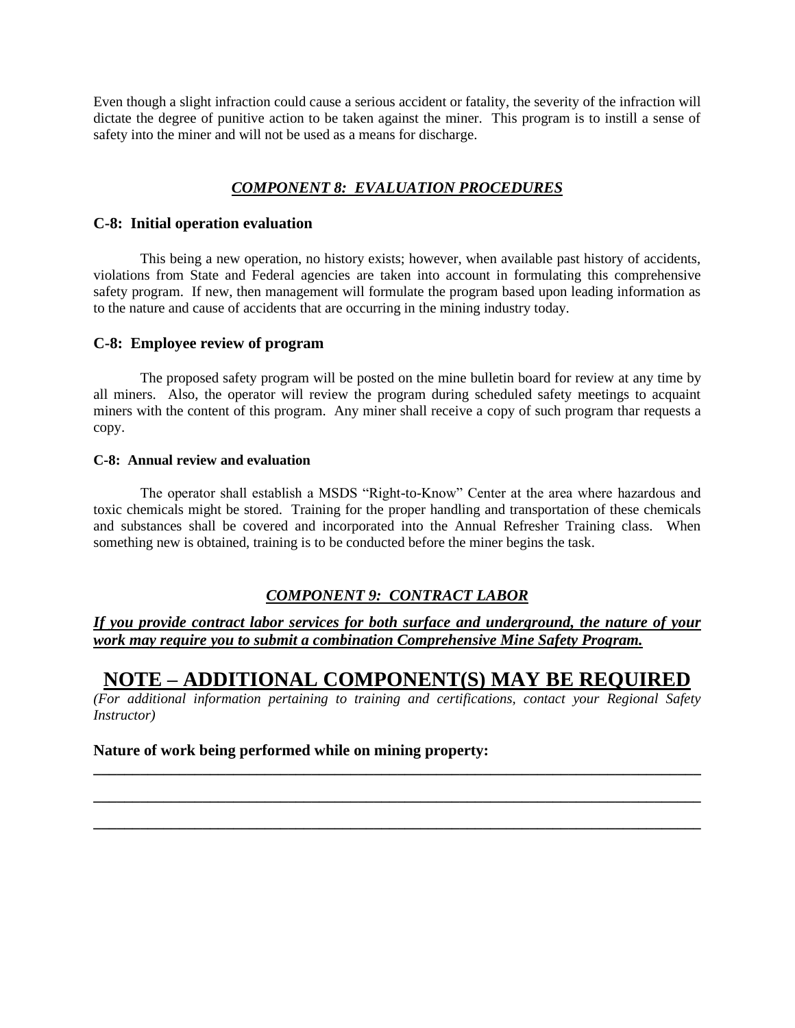Even though a slight infraction could cause a serious accident or fatality, the severity of the infraction will dictate the degree of punitive action to be taken against the miner. This program is to instill a sense of safety into the miner and will not be used as a means for discharge.

## ***COMPONENT 8: EVALUATION PROCEDURES***

### C-8: Initial operation evaluation

This being a new operation, no history exists; however, when available past history of accidents, violations from State and Federal agencies are taken into account in formulating this comprehensive safety program. If new, then management will formulate the program based upon leading information as to the nature and cause of accidents that are occurring in the mining industry today.

### C-8: Employee review of program

The proposed safety program will be posted on the mine bulletin board for review at any time by all miners. Also, the operator will review the program during scheduled safety meetings to acquaint miners with the content of this program. Any miner shall receive a copy of such program thar requests a copy.

#### C-8: Annual review and evaluation

The operator shall establish a MSDS "Right-to-Know" Center at the area where hazardous and toxic chemicals might be stored. Training for the proper handling and transportation of these chemicals and substances shall be covered and incorporated into the Annual Refresher Training class. When something new is obtained, training is to be conducted before the miner begins the task.

## ***COMPONENT 9: CONTRACT LABOR***

***If you provide contract labor services for both surface and underground, the nature of your work may require you to submit a combination Comprehensive Mine Safety Program.***

# NOTE – ADDITIONAL COMPONENT(S) MAY BE REQUIRED

*(For additional information pertaining to training and certifications, contact your Regional Safety Instructor)*

**Nature of work being performed while on mining property:**

\_\_\_\_\_\_\_\_\_\_\_\_\_\_\_\_\_\_\_\_\_\_\_\_\_\_\_\_\_\_\_\_\_\_\_\_\_\_\_\_\_\_\_\_\_\_\_\_\_\_\_\_\_\_\_\_\_\_\_\_\_\_\_\_\_\_\_\_\_\_\_\_

\_\_\_\_\_\_\_\_\_\_\_\_\_\_\_\_\_\_\_\_\_\_\_\_\_\_\_\_\_\_\_\_\_\_\_\_\_\_\_\_\_\_\_\_\_\_\_\_\_\_\_\_\_\_\_\_\_\_\_\_\_\_\_\_\_\_\_\_\_\_\_\_

\_\_\_\_\_\_\_\_\_\_\_\_\_\_\_\_\_\_\_\_\_\_\_\_\_\_\_\_\_\_\_\_\_\_\_\_\_\_\_\_\_\_\_\_\_\_\_\_\_\_\_\_\_\_\_\_\_\_\_\_\_\_\_\_\_\_\_\_\_\_\_\_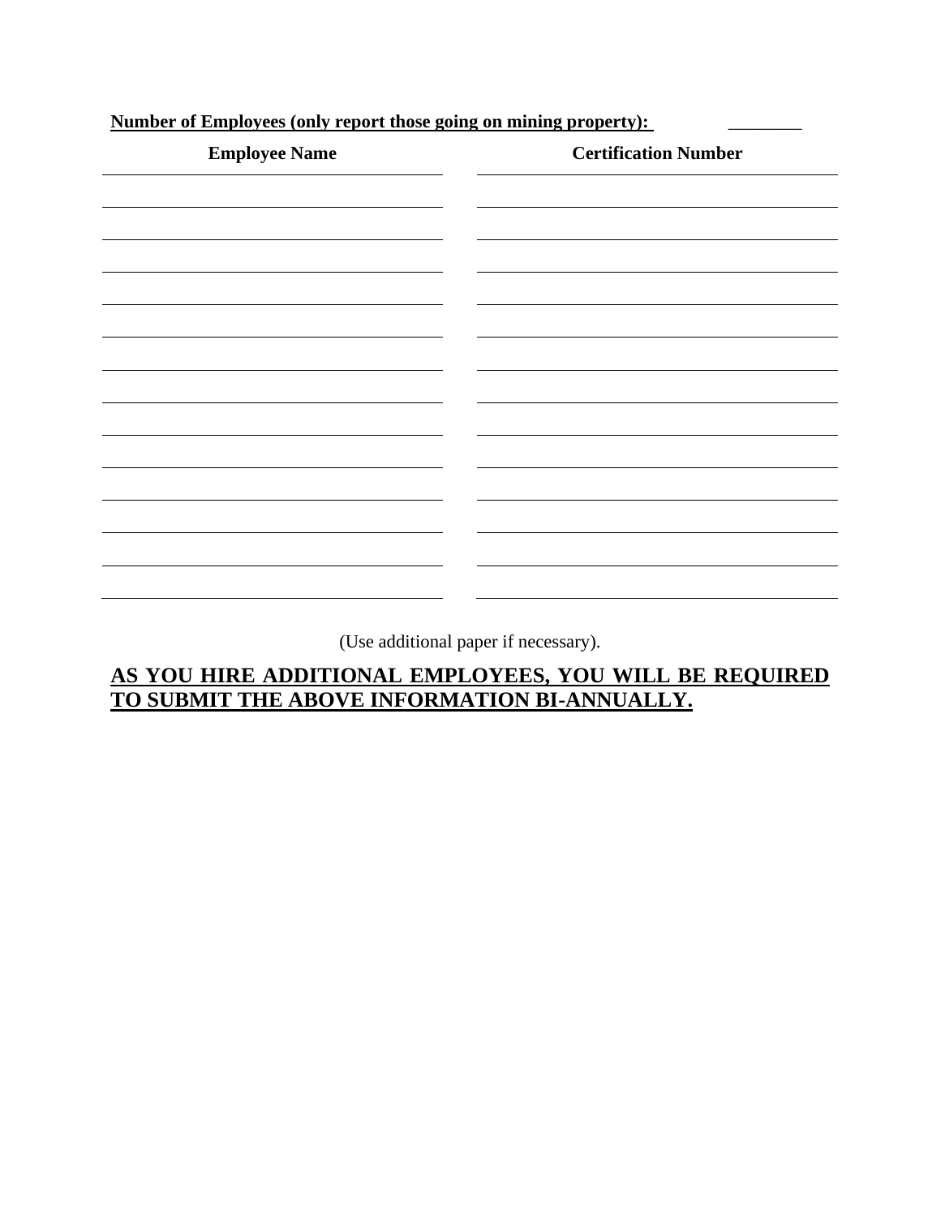**Number of Employees (only report those going on mining property):** ________

| Employee Name | Certification Number |
| --- | --- |
| | |
| | |
| | |
| | |
| | |
| | |
| | |
| | |
| | |
| | |
| | |
| | |
| | |

(Use additional paper if necessary).

**AS YOU HIRE ADDITIONAL EMPLOYEES, YOU WILL BE REQUIRED TO SUBMIT THE ABOVE INFORMATION BI-ANNUALLY.**